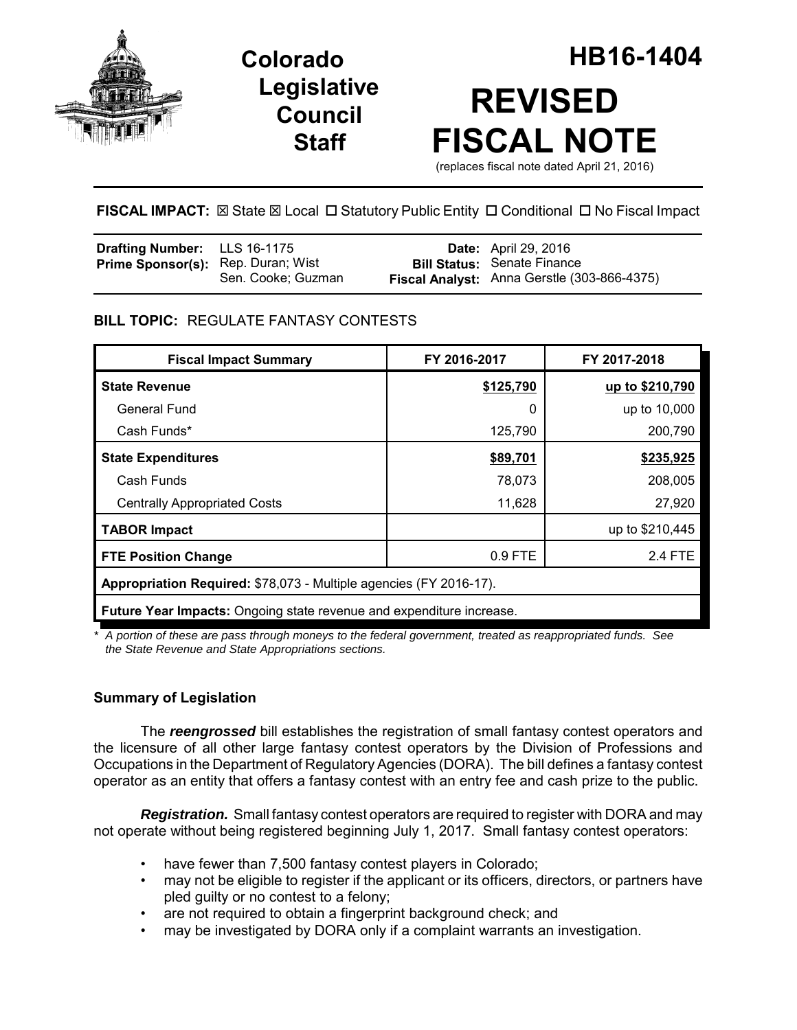# Colorado Legislative Council Staff

# HB16-1404

# REVISED FISCAL NOTE

(replaces fiscal note dated April 21, 2016)

**FISCAL IMPACT:** ☒ State ☒ Local ☐ Statutory Public Entity ☐ Conditional ☐ No Fiscal Impact

| | | | |
|---|---|---|---|
| **Drafting Number:** | LLS 16-1175 | **Date:** | April 29, 2016 |
| **Prime Sponsor(s):** | Rep. Duran; Wist<br>Sen. Cooke; Guzman | **Bill Status:** | Senate Finance |
| | | **Fiscal Analyst:** | Anna Gerstle (303-866-4375) |

## BILL TOPIC: REGULATE FANTASY CONTESTS

| Fiscal Impact Summary | FY 2016-2017 | FY 2017-2018 |
|---|---|---|
| **State Revenue** | **$125,790** | **up to $210,790** |
| General Fund | 0 | up to 10,000 |
| Cash Funds* | 125,790 | 200,790 |
| **State Expenditures** | **$89,701** | **$235,925** |
| Cash Funds | 78,073 | 208,005 |
| Centrally Appropriated Costs | 11,628 | 27,920 |
| **TABOR Impact** | | up to $210,445 |
| **FTE Position Change** | 0.9 FTE | 2.4 FTE |
| **Appropriation Required:** $78,073 - Multiple agencies (FY 2016-17). | | |
| **Future Year Impacts:** Ongoing state revenue and expenditure increase. | | |

*\* A portion of these are pass through moneys to the federal government, treated as reappropriated funds. See the State Revenue and State Appropriations sections.*

### Summary of Legislation

The ***reengrossed*** bill establishes the registration of small fantasy contest operators and the licensure of all other large fantasy contest operators by the Division of Professions and Occupations in the Department of Regulatory Agencies (DORA). The bill defines a fantasy contest operator as an entity that offers a fantasy contest with an entry fee and cash prize to the public.

***Registration.*** Small fantasy contest operators are required to register with DORA and may not operate without being registered beginning July 1, 2017. Small fantasy contest operators:

- have fewer than 7,500 fantasy contest players in Colorado;
- may not be eligible to register if the applicant or its officers, directors, or partners have pled guilty or no contest to a felony;
- are not required to obtain a fingerprint background check; and
- may be investigated by DORA only if a complaint warrants an investigation.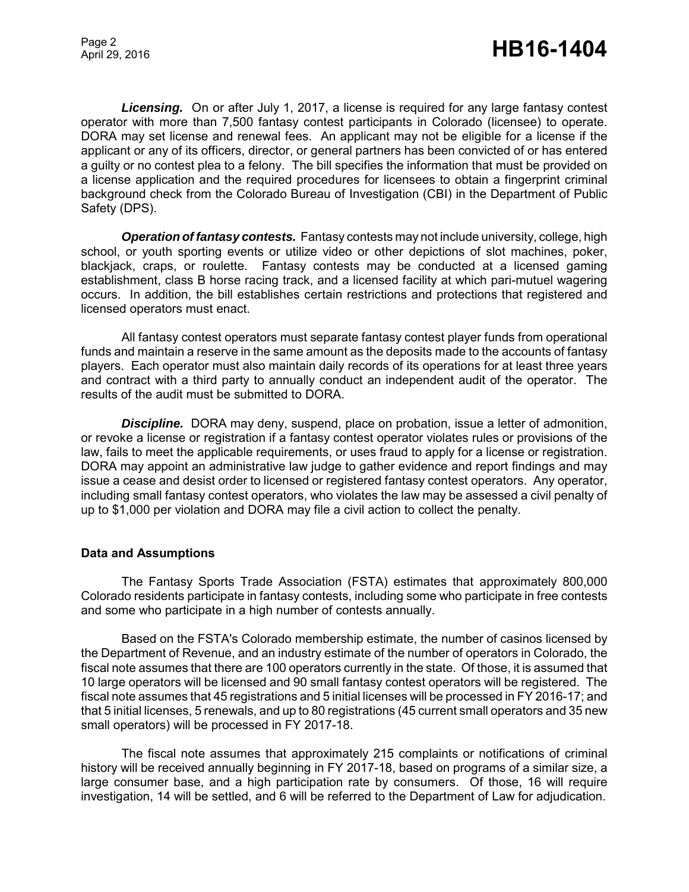***Licensing.*** On or after July 1, 2017, a license is required for any large fantasy contest operator with more than 7,500 fantasy contest participants in Colorado (licensee) to operate. DORA may set license and renewal fees. An applicant may not be eligible for a license if the applicant or any of its officers, director, or general partners has been convicted of or has entered a guilty or no contest plea to a felony. The bill specifies the information that must be provided on a license application and the required procedures for licensees to obtain a fingerprint criminal background check from the Colorado Bureau of Investigation (CBI) in the Department of Public Safety (DPS).

***Operation of fantasy contests.*** Fantasy contests may not include university, college, high school, or youth sporting events or utilize video or other depictions of slot machines, poker, blackjack, craps, or roulette. Fantasy contests may be conducted at a licensed gaming establishment, class B horse racing track, and a licensed facility at which pari-mutuel wagering occurs. In addition, the bill establishes certain restrictions and protections that registered and licensed operators must enact.

All fantasy contest operators must separate fantasy contest player funds from operational funds and maintain a reserve in the same amount as the deposits made to the accounts of fantasy players. Each operator must also maintain daily records of its operations for at least three years and contract with a third party to annually conduct an independent audit of the operator. The results of the audit must be submitted to DORA.

***Discipline.*** DORA may deny, suspend, place on probation, issue a letter of admonition, or revoke a license or registration if a fantasy contest operator violates rules or provisions of the law, fails to meet the applicable requirements, or uses fraud to apply for a license or registration. DORA may appoint an administrative law judge to gather evidence and report findings and may issue a cease and desist order to licensed or registered fantasy contest operators. Any operator, including small fantasy contest operators, who violates the law may be assessed a civil penalty of up to $1,000 per violation and DORA may file a civil action to collect the penalty.

**Data and Assumptions**

The Fantasy Sports Trade Association (FSTA) estimates that approximately 800,000 Colorado residents participate in fantasy contests, including some who participate in free contests and some who participate in a high number of contests annually.

Based on the FSTA's Colorado membership estimate, the number of casinos licensed by the Department of Revenue, and an industry estimate of the number of operators in Colorado, the fiscal note assumes that there are 100 operators currently in the state. Of those, it is assumed that 10 large operators will be licensed and 90 small fantasy contest operators will be registered. The fiscal note assumes that 45 registrations and 5 initial licenses will be processed in FY 2016-17; and that 5 initial licenses, 5 renewals, and up to 80 registrations (45 current small operators and 35 new small operators) will be processed in FY 2017-18.

The fiscal note assumes that approximately 215 complaints or notifications of criminal history will be received annually beginning in FY 2017-18, based on programs of a similar size, a large consumer base, and a high participation rate by consumers. Of those, 16 will require investigation, 14 will be settled, and 6 will be referred to the Department of Law for adjudication.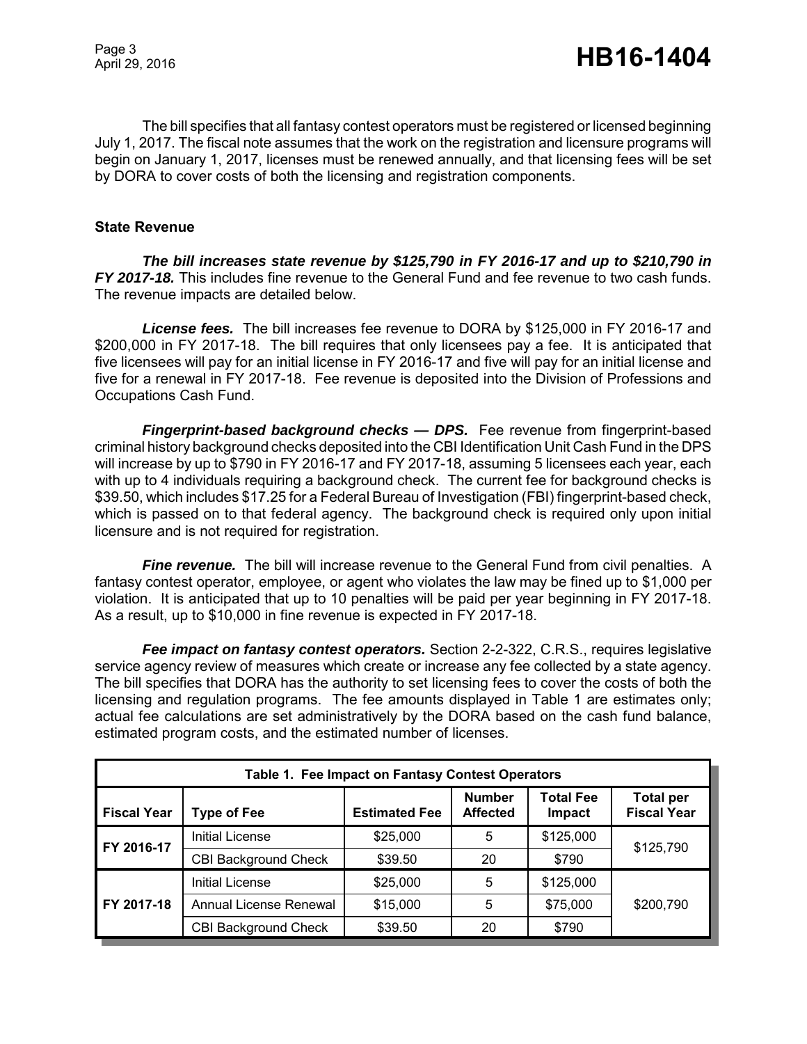The bill specifies that all fantasy contest operators must be registered or licensed beginning July 1, 2017. The fiscal note assumes that the work on the registration and licensure programs will begin on January 1, 2017, licenses must be renewed annually, and that licensing fees will be set by DORA to cover costs of both the licensing and registration components.

## State Revenue

***The bill increases state revenue by $125,790 in FY 2016-17 and up to $210,790 in FY 2017-18.*** This includes fine revenue to the General Fund and fee revenue to two cash funds. The revenue impacts are detailed below.

***License fees.*** The bill increases fee revenue to DORA by $125,000 in FY 2016-17 and $200,000 in FY 2017-18. The bill requires that only licensees pay a fee. It is anticipated that five licensees will pay for an initial license in FY 2016-17 and five will pay for an initial license and five for a renewal in FY 2017-18. Fee revenue is deposited into the Division of Professions and Occupations Cash Fund.

***Fingerprint-based background checks — DPS.*** Fee revenue from fingerprint-based criminal history background checks deposited into the CBI Identification Unit Cash Fund in the DPS will increase by up to $790 in FY 2016-17 and FY 2017-18, assuming 5 licensees each year, each with up to 4 individuals requiring a background check. The current fee for background checks is $39.50, which includes $17.25 for a Federal Bureau of Investigation (FBI) fingerprint-based check, which is passed on to that federal agency. The background check is required only upon initial licensure and is not required for registration.

***Fine revenue.*** The bill will increase revenue to the General Fund from civil penalties. A fantasy contest operator, employee, or agent who violates the law may be fined up to $1,000 per violation. It is anticipated that up to 10 penalties will be paid per year beginning in FY 2017-18. As a result, up to $10,000 in fine revenue is expected in FY 2017-18.

***Fee impact on fantasy contest operators.*** Section 2-2-322, C.R.S., requires legislative service agency review of measures which create or increase any fee collected by a state agency. The bill specifies that DORA has the authority to set licensing fees to cover the costs of both the licensing and regulation programs. The fee amounts displayed in Table 1 are estimates only; actual fee calculations are set administratively by the DORA based on the cash fund balance, estimated program costs, and the estimated number of licenses.

**Table 1. Fee Impact on Fantasy Contest Operators**

| Fiscal Year | Type of Fee | Estimated Fee | Number Affected | Total Fee Impact | Total per Fiscal Year |
|---|---|---|---|---|---|
| FY 2016-17 | Initial License | $25,000 | 5 | $125,000 | $125,790 |
| | CBI Background Check | $39.50 | 20 | $790 | |
| FY 2017-18 | Initial License | $25,000 | 5 | $125,000 | $200,790 |
| | Annual License Renewal | $15,000 | 5 | $75,000 | |
| | CBI Background Check | $39.50 | 20 | $790 | |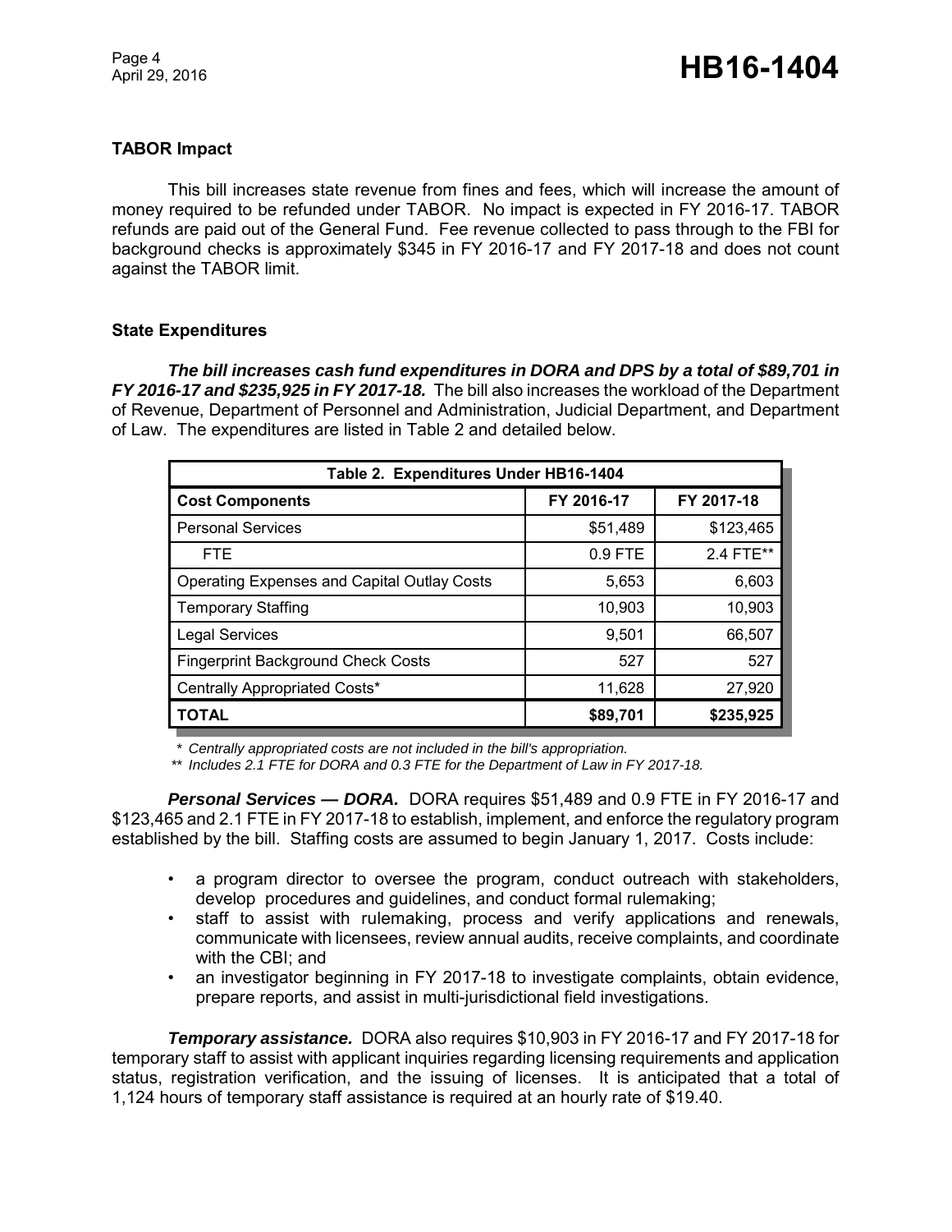**TABOR Impact**

This bill increases state revenue from fines and fees, which will increase the amount of money required to be refunded under TABOR. No impact is expected in FY 2016-17. TABOR refunds are paid out of the General Fund. Fee revenue collected to pass through to the FBI for background checks is approximately $345 in FY 2016-17 and FY 2017-18 and does not count against the TABOR limit.

**State Expenditures**

***The bill increases cash fund expenditures in DORA and DPS by a total of $89,701 in FY 2016-17 and $235,925 in FY 2017-18.*** The bill also increases the workload of the Department of Revenue, Department of Personnel and Administration, Judicial Department, and Department of Law. The expenditures are listed in Table 2 and detailed below.

| Table 2. Expenditures Under HB16-1404 | | |
|---|---|---|
| **Cost Components** | **FY 2016-17** | **FY 2017-18** |
| Personal Services | $51,489 | $123,465 |
| FTE | 0.9 FTE | 2.4 FTE** |
| Operating Expenses and Capital Outlay Costs | 5,653 | 6,603 |
| Temporary Staffing | 10,903 | 10,903 |
| Legal Services | 9,501 | 66,507 |
| Fingerprint Background Check Costs | 527 | 527 |
| Centrally Appropriated Costs* | 11,628 | 27,920 |
| **TOTAL** | **$89,701** | **$235,925** |

*\* Centrally appropriated costs are not included in the bill's appropriation.*
*\*\* Includes 2.1 FTE for DORA and 0.3 FTE for the Department of Law in FY 2017-18.*

***Personal Services — DORA.*** DORA requires $51,489 and 0.9 FTE in FY 2016-17 and $123,465 and 2.1 FTE in FY 2017-18 to establish, implement, and enforce the regulatory program established by the bill. Staffing costs are assumed to begin January 1, 2017. Costs include:

- a program director to oversee the program, conduct outreach with stakeholders, develop procedures and guidelines, and conduct formal rulemaking;
- staff to assist with rulemaking, process and verify applications and renewals, communicate with licensees, review annual audits, receive complaints, and coordinate with the CBI; and
- an investigator beginning in FY 2017-18 to investigate complaints, obtain evidence, prepare reports, and assist in multi-jurisdictional field investigations.

***Temporary assistance.*** DORA also requires $10,903 in FY 2016-17 and FY 2017-18 for temporary staff to assist with applicant inquiries regarding licensing requirements and application status, registration verification, and the issuing of licenses. It is anticipated that a total of 1,124 hours of temporary staff assistance is required at an hourly rate of $19.40.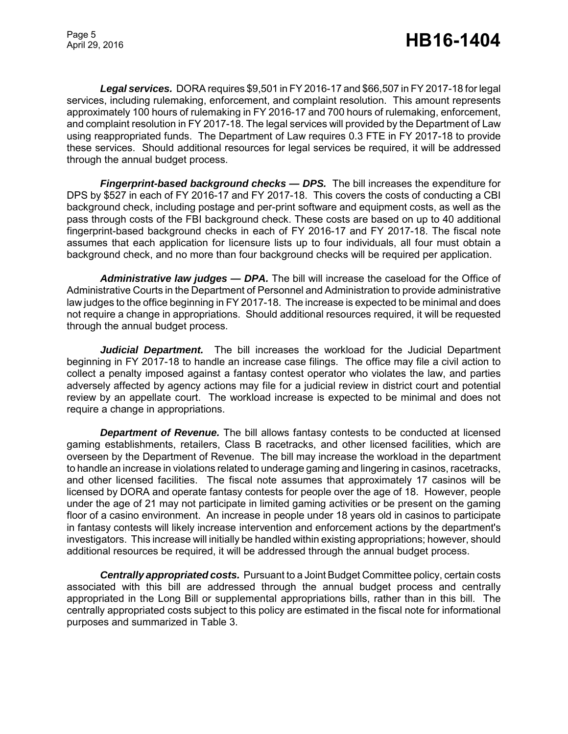***Legal services.*** DORA requires $9,501 in FY 2016-17 and $66,507 in FY 2017-18 for legal services, including rulemaking, enforcement, and complaint resolution. This amount represents approximately 100 hours of rulemaking in FY 2016-17 and 700 hours of rulemaking, enforcement, and complaint resolution in FY 2017-18. The legal services will provided by the Department of Law using reappropriated funds. The Department of Law requires 0.3 FTE in FY 2017-18 to provide these services. Should additional resources for legal services be required, it will be addressed through the annual budget process.

***Fingerprint-based background checks — DPS.*** The bill increases the expenditure for DPS by $527 in each of FY 2016-17 and FY 2017-18. This covers the costs of conducting a CBI background check, including postage and per-print software and equipment costs, as well as the pass through costs of the FBI background check. These costs are based on up to 40 additional fingerprint-based background checks in each of FY 2016-17 and FY 2017-18. The fiscal note assumes that each application for licensure lists up to four individuals, all four must obtain a background check, and no more than four background checks will be required per application.

***Administrative law judges — DPA.*** The bill will increase the caseload for the Office of Administrative Courts in the Department of Personnel and Administration to provide administrative law judges to the office beginning in FY 2017-18. The increase is expected to be minimal and does not require a change in appropriations. Should additional resources required, it will be requested through the annual budget process.

***Judicial Department.*** The bill increases the workload for the Judicial Department beginning in FY 2017-18 to handle an increase case filings. The office may file a civil action to collect a penalty imposed against a fantasy contest operator who violates the law, and parties adversely affected by agency actions may file for a judicial review in district court and potential review by an appellate court. The workload increase is expected to be minimal and does not require a change in appropriations.

***Department of Revenue.*** The bill allows fantasy contests to be conducted at licensed gaming establishments, retailers, Class B racetracks, and other licensed facilities, which are overseen by the Department of Revenue. The bill may increase the workload in the department to handle an increase in violations related to underage gaming and lingering in casinos, racetracks, and other licensed facilities. The fiscal note assumes that approximately 17 casinos will be licensed by DORA and operate fantasy contests for people over the age of 18. However, people under the age of 21 may not participate in limited gaming activities or be present on the gaming floor of a casino environment. An increase in people under 18 years old in casinos to participate in fantasy contests will likely increase intervention and enforcement actions by the department's investigators. This increase will initially be handled within existing appropriations; however, should additional resources be required, it will be addressed through the annual budget process.

***Centrally appropriated costs.*** Pursuant to a Joint Budget Committee policy, certain costs associated with this bill are addressed through the annual budget process and centrally appropriated in the Long Bill or supplemental appropriations bills, rather than in this bill. The centrally appropriated costs subject to this policy are estimated in the fiscal note for informational purposes and summarized in Table 3.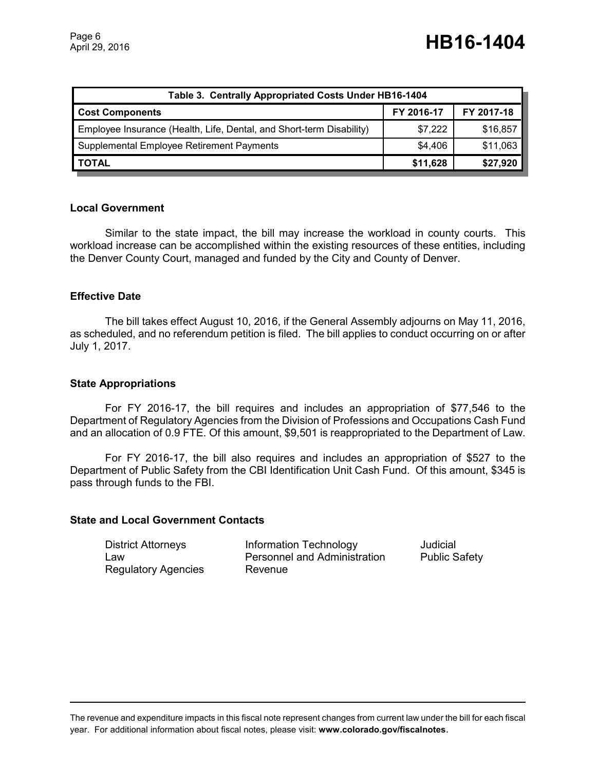| Table 3. Centrally Appropriated Costs Under HB16-1404 | | |
|---|---|---|
| **Cost Components** | **FY 2016-17** | **FY 2017-18** |
| Employee Insurance (Health, Life, Dental, and Short-term Disability) | $7,222 | $16,857 |
| Supplemental Employee Retirement Payments | $4,406 | $11,063 |
| **TOTAL** | **$11,628** | **$27,920** |

**Local Government**

Similar to the state impact, the bill may increase the workload in county courts. This workload increase can be accomplished within the existing resources of these entities, including the Denver County Court, managed and funded by the City and County of Denver.

**Effective Date**

The bill takes effect August 10, 2016, if the General Assembly adjourns on May 11, 2016, as scheduled, and no referendum petition is filed. The bill applies to conduct occurring on or after July 1, 2017.

**State Appropriations**

For FY 2016-17, the bill requires and includes an appropriation of $77,546 to the Department of Regulatory Agencies from the Division of Professions and Occupations Cash Fund and an allocation of 0.9 FTE. Of this amount, $9,501 is reappropriated to the Department of Law.

For FY 2016-17, the bill also requires and includes an appropriation of $527 to the Department of Public Safety from the CBI Identification Unit Cash Fund. Of this amount, $345 is pass through funds to the FBI.

**State and Local Government Contacts**

District Attorneys
Information Technology
Judicial
Law
Personnel and Administration
Public Safety
Regulatory Agencies
Revenue

The revenue and expenditure impacts in this fiscal note represent changes from current law under the bill for each fiscal year. For additional information about fiscal notes, please visit: **www.colorado.gov/fiscalnotes.**